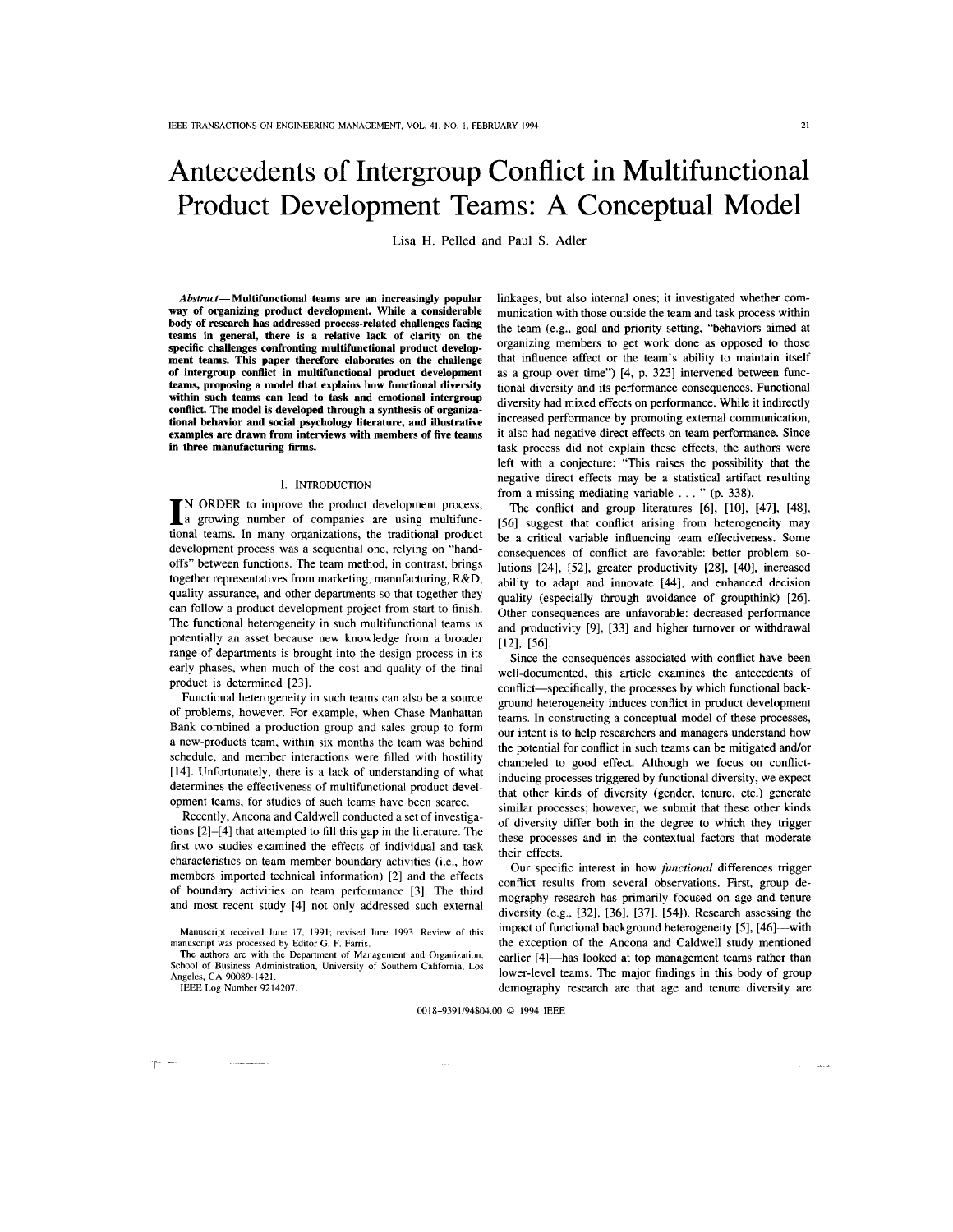# Antecedents of Intergroup Conflict in Multifunctional Product Development Teams: A Conceptual Model

Lisa H. Pelled and Paul S. Adler

***Abstract*— Multifunctional teams are an increasingly popular way of organizing product development. While a considerable body of research has addressed process-related challenges facing teams in general, there is a relative lack of clarity on the specific challenges confronting multifunctional product development teams. This paper therefore elaborates on the challenge of intergroup conflict in multifunctional product development teams, proposing a model that explains how functional diversity within such teams can lead to task and emotional intergroup conflict. The model is developed through a synthesis of organizational behavior and social psychology literature, and illustrative examples are drawn from interviews with members of five teams in three manufacturing firms.**

## I. Introduction

In order to improve the product development process, a growing number of companies are using multifunctional teams. In many organizations, the traditional product development process was a sequential one, relying on "hand-offs" between functions. The team method, in contrast, brings together representatives from marketing, manufacturing, R&D, quality assurance, and other departments so that together they can follow a product development project from start to finish. The functional heterogeneity in such multifunctional teams is potentially an asset because new knowledge from a broader range of departments is brought into the design process in its early phases, when much of the cost and quality of the final product is determined [23].

Functional heterogeneity in such teams can also be a source of problems, however. For example, when Chase Manhattan Bank combined a production group and sales group to form a new-products team, within six months the team was behind schedule, and member interactions were filled with hostility [14]. Unfortunately, there is a lack of understanding of what determines the effectiveness of multifunctional product development teams, for studies of such teams have been scarce.

Recently, Ancona and Caldwell conducted a set of investigations [2]–[4] that attempted to fill this gap in the literature. The first two studies examined the effects of individual and task characteristics on team member boundary activities (i.e., how members imported technical information) [2] and the effects of boundary activities on team performance [3]. The third and most recent study [4] not only addressed such external linkages, but also internal ones; it investigated whether communication with those outside the team and task process within the team (e.g., goal and priority setting, "behaviors aimed at organizing members to get work done as opposed to those that influence affect or the team's ability to maintain itself as a group over time") [4, p. 323] intervened between functional diversity and its performance consequences. Functional diversity had mixed effects on performance. While it indirectly increased performance by promoting external communication, it also had negative direct effects on team performance. Since task process did not explain these effects, the authors were left with a conjecture: "This raises the possibility that the negative direct effects may be a statistical artifact resulting from a missing mediating variable . . . " (p. 338).

The conflict and group literatures [6], [10], [47], [48], [56] suggest that conflict arising from heterogeneity may be a critical variable influencing team effectiveness. Some consequences of conflict are favorable: better problem solutions [24], [52], greater productivity [28], [40], increased ability to adapt and innovate [44], and enhanced decision quality (especially through avoidance of groupthink) [26]. Other consequences are unfavorable: decreased performance and productivity [9], [33] and higher turnover or withdrawal [12], [56].

Since the consequences associated with conflict have been well-documented, this article examines the antecedents of conflict—specifically, the processes by which functional background heterogeneity induces conflict in product development teams. In constructing a conceptual model of these processes, our intent is to help researchers and managers understand how the potential for conflict in such teams can be mitigated and/or channeled to good effect. Although we focus on conflict-inducing processes triggered by functional diversity, we expect that other kinds of diversity (gender, tenure, etc.) generate similar processes; however, we submit that these other kinds of diversity differ both in the degree to which they trigger these processes and in the contextual factors that moderate their effects.

Our specific interest in how *functional* differences trigger conflict results from several observations. First, group demography research has primarily focused on age and tenure diversity (e.g., [32], [36], [37], [54]). Research assessing the impact of functional background heterogeneity [5], [46]—with the exception of the Ancona and Caldwell study mentioned earlier [4]—has looked at top management teams rather than lower-level teams. The major findings in this body of group demography research are that age and tenure diversity are

Manuscript received June 17, 1991; revised June 1993. Review of this manuscript was processed by Editor G. F. Farris.

The authors are with the Department of Management and Organization, School of Business Administration, University of Southern California, Los Angeles, CA 90089-1421.

IEEE Log Number 9214207.

0018-9391/94$04.00 © 1994 IEEE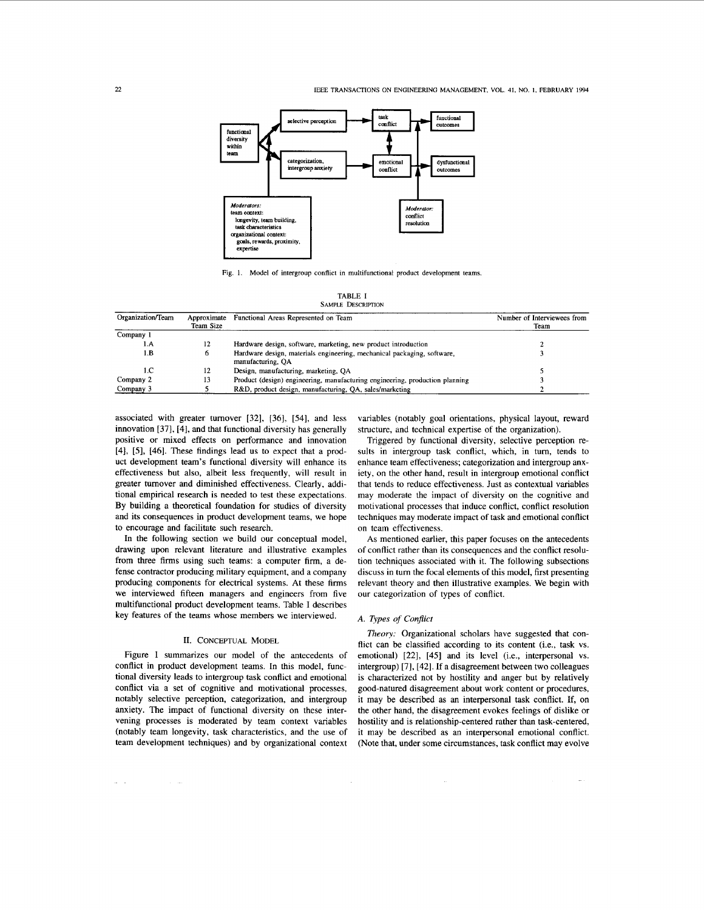functional diversity within team

selective perception

categorization, intergroup anxiety

task conflict

emotional conflict

functional outcomes

dysfunctional outcomes

*Moderators:*
team context:
longevity, team building, task characteristics
organizational context:
goals, rewards, proximity, expertise

*Moderator:*
conflict resolution

Fig. 1. Model of intergroup conflict in multifunctional product development teams.

TABLE I
SAMPLE DESCRIPTION

| Organization/Team | Approximate Team Size | Functional Areas Represented on Team | Number of Interviewees from Team |
|---|---|---|---|
| Company 1 | | | |
| 1.A | 12 | Hardware design, software, marketing, new product introduction | 2 |
| 1.B | 6 | Hardware design, materials engineering, mechanical packaging, software, manufacturing, QA | 3 |
| 1.C | 12 | Design, manufacturing, marketing, QA | 5 |
| Company 2 | 13 | Product (design) engineering, manufacturing engineering, production planning | 3 |
| Company 3 | 5 | R&D, product design, manufacturing, QA, sales/marketing | 2 |

associated with greater turnover [32], [36], [54], and less innovation [37], [4], and that functional diversity has generally positive or mixed effects on performance and innovation [4], [5], [46]. These findings lead us to expect that a product development team's functional diversity will enhance its effectiveness but also, albeit less frequently, will result in greater turnover and diminished effectiveness. Clearly, additional empirical research is needed to test these expectations. By building a theoretical foundation for studies of diversity and its consequences in product development teams, we hope to encourage and facilitate such research.

In the following section we build our conceptual model, drawing upon relevant literature and illustrative examples from three firms using such teams: a computer firm, a defense contractor producing military equipment, and a company producing components for electrical systems. At these firms we interviewed fifteen managers and engineers from five multifunctional product development teams. Table I describes key features of the teams whose members we interviewed.

## II. Conceptual Model

Figure 1 summarizes our model of the antecedents of conflict in product development teams. In this model, functional diversity leads to intergroup task conflict and emotional conflict via a set of cognitive and motivational processes, notably selective perception, categorization, and intergroup anxiety. The impact of functional diversity on these intervening processes is moderated by team context variables (notably team longevity, task characteristics, and the use of team development techniques) and by organizational context variables (notably goal orientations, physical layout, reward structure, and technical expertise of the organization).

Triggered by functional diversity, selective perception results in intergroup task conflict, which, in turn, tends to enhance team effectiveness; categorization and intergroup anxiety, on the other hand, result in intergroup emotional conflict that tends to reduce effectiveness. Just as contextual variables may moderate the impact of diversity on the cognitive and motivational processes that induce conflict, conflict resolution techniques may moderate impact of task and emotional conflict on team effectiveness.

As mentioned earlier, this paper focuses on the antecedents of conflict rather than its consequences and the conflict resolution techniques associated with it. The following subsections discuss in turn the focal elements of this model, first presenting relevant theory and then illustrative examples. We begin with our categorization of types of conflict.

### A. Types of Conflict

*Theory:* Organizational scholars have suggested that conflict can be classified according to its content (i.e., task vs. emotional) [22], [45] and its level (i.e., interpersonal vs. intergroup) [7], [42]. If a disagreement between two colleagues is characterized not by hostility and anger but by relatively good-natured disagreement about work content or procedures, it may be described as an interpersonal task conflict. If, on the other hand, the disagreement evokes feelings of dislike or hostility and is relationship-centered rather than task-centered, it may be described as an interpersonal emotional conflict. (Note that, under some circumstances, task conflict may evolve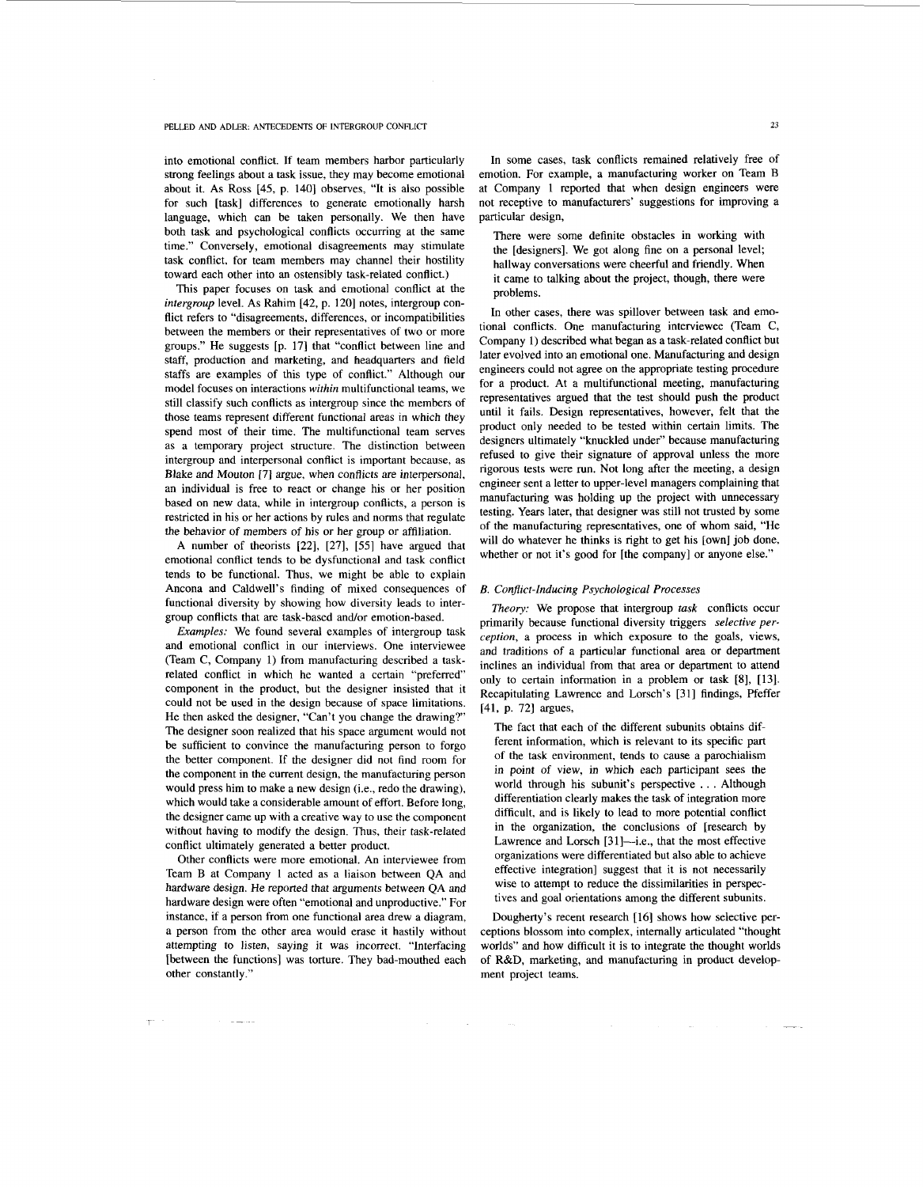into emotional conflict. If team members harbor particularly strong feelings about a task issue, they may become emotional about it. As Ross [45, p. 140] observes, "It is also possible for such [task] differences to generate emotionally harsh language, which can be taken personally. We then have both task and psychological conflicts occurring at the same time." Conversely, emotional disagreements may stimulate task conflict, for team members may channel their hostility toward each other into an ostensibly task-related conflict.)

This paper focuses on task and emotional conflict at the *intergroup* level. As Rahim [42, p. 120] notes, intergroup conflict refers to "disagreements, differences, or incompatibilities between the members or their representatives of two or more groups." He suggests [p. 17] that "conflict between line and staff, production and marketing, and headquarters and field staffs are examples of this type of conflict." Although our model focuses on interactions *within* multifunctional teams, we still classify such conflicts as intergroup since the members of those teams represent different functional areas in which they spend most of their time. The multifunctional team serves as a temporary project structure. The distinction between intergroup and interpersonal conflict is important because, as Blake and Mouton [7] argue, when conflicts are interpersonal, an individual is free to react or change his or her position based on new data, while in intergroup conflicts, a person is restricted in his or her actions by rules and norms that regulate the behavior of members of his or her group or affiliation.

A number of theorists [22], [27], [55] have argued that emotional conflict tends to be dysfunctional and task conflict tends to be functional. Thus, we might be able to explain Ancona and Caldwell's finding of mixed consequences of functional diversity by showing how diversity leads to intergroup conflicts that are task-based and/or emotion-based.

*Examples:* We found several examples of intergroup task and emotional conflict in our interviews. One interviewee (Team C, Company 1) from manufacturing described a task-related conflict in which he wanted a certain "preferred" component in the product, but the designer insisted that it could not be used in the design because of space limitations. He then asked the designer, "Can't you change the drawing?" The designer soon realized that his space argument would not be sufficient to convince the manufacturing person to forgo the better component. If the designer did not find room for the component in the current design, the manufacturing person would press him to make a new design (i.e., redo the drawing), which would take a considerable amount of effort. Before long, the designer came up with a creative way to use the component without having to modify the design. Thus, their task-related conflict ultimately generated a better product.

Other conflicts were more emotional. An interviewee from Team B at Company 1 acted as a liaison between QA and hardware design. He reported that arguments between QA and hardware design were often "emotional and unproductive." For instance, if a person from one functional area drew a diagram, a person from the other area would erase it hastily without attempting to listen, saying it was incorrect. "Interfacing [between the functions] was torture. They bad-mouthed each other constantly."

In some cases, task conflicts remained relatively free of emotion. For example, a manufacturing worker on Team B at Company 1 reported that when design engineers were not receptive to manufacturers' suggestions for improving a particular design,

> There were some definite obstacles in working with the [designers]. We got along fine on a personal level; hallway conversations were cheerful and friendly. When it came to talking about the project, though, there were problems.

In other cases, there was spillover between task and emotional conflicts. One manufacturing interviewee (Team C, Company 1) described what began as a task-related conflict but later evolved into an emotional one. Manufacturing and design engineers could not agree on the appropriate testing procedure for a product. At a multifunctional meeting, manufacturing representatives argued that the test should push the product until it fails. Design representatives, however, felt that the product only needed to be tested within certain limits. The designers ultimately "knuckled under" because manufacturing refused to give their signature of approval unless the more rigorous tests were run. Not long after the meeting, a design engineer sent a letter to upper-level managers complaining that manufacturing was holding up the project with unnecessary testing. Years later, that designer was still not trusted by some of the manufacturing representatives, one of whom said, "He will do whatever he thinks is right to get his [own] job done, whether or not it's good for [the company] or anyone else."

### B. Conflict-Inducing Psychological Processes

*Theory:* We propose that intergroup *task* conflicts occur primarily because functional diversity triggers *selective perception*, a process in which exposure to the goals, views, and traditions of a particular functional area or department inclines an individual from that area or department to attend only to certain information in a problem or task [8], [13]. Recapitulating Lawrence and Lorsch's [31] findings, Pfeffer [41, p. 72] argues,

> The fact that each of the different subunits obtains different information, which is relevant to its specific part of the task environment, tends to cause a parochialism in point of view, in which each participant sees the world through his subunit's perspective . . . Although differentiation clearly makes the task of integration more difficult, and is likely to lead to more potential conflict in the organization, the conclusions of [research by Lawrence and Lorsch [31]—i.e., that the most effective organizations were differentiated but also able to achieve effective integration] suggest that it is not necessarily wise to attempt to reduce the dissimilarities in perspectives and goal orientations among the different subunits.

Dougherty's recent research [16] shows how selective perceptions blossom into complex, internally articulated "thought worlds" and how difficult it is to integrate the thought worlds of R&D, marketing, and manufacturing in product development project teams.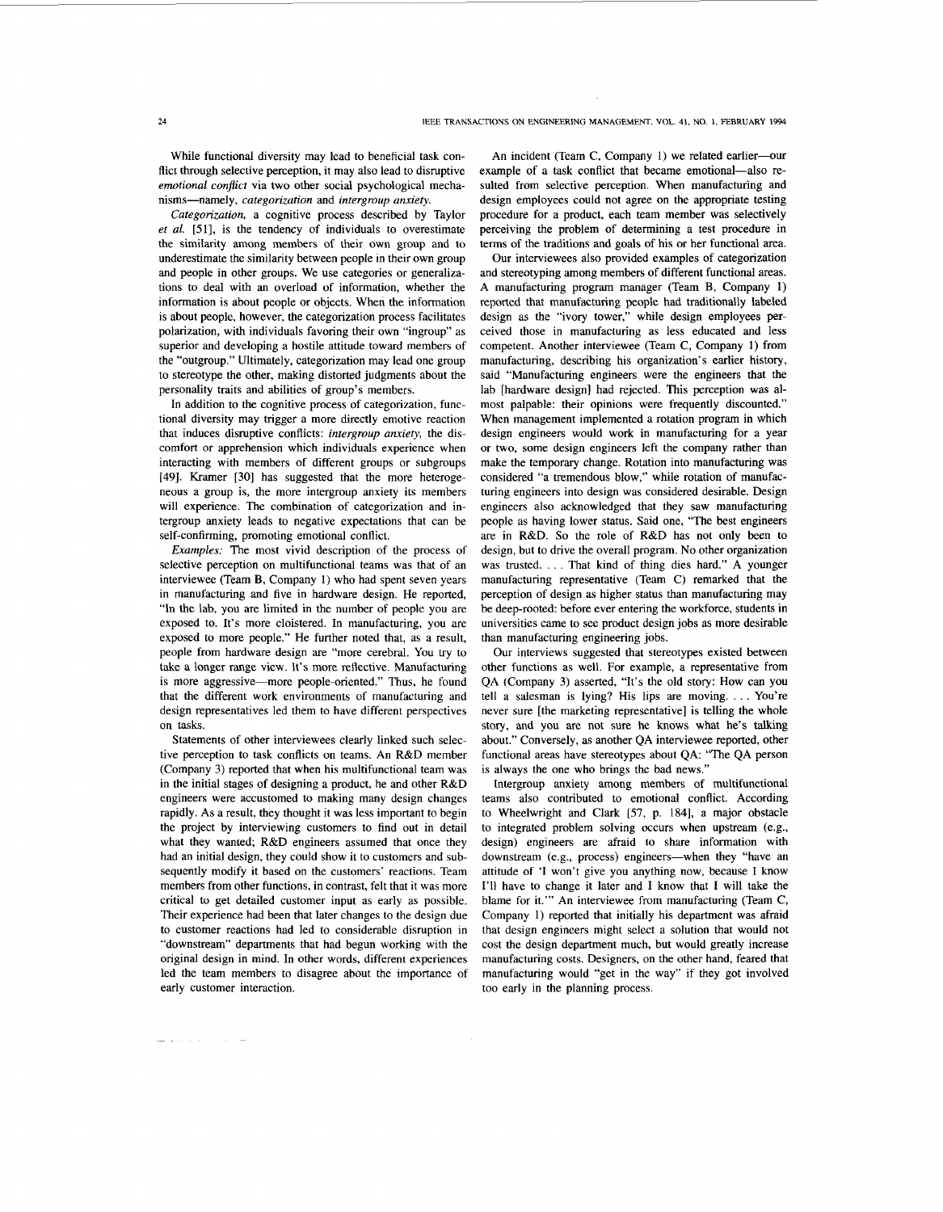While functional diversity may lead to beneficial task conflict through selective perception, it may also lead to disruptive *emotional conflict* via two other social psychological mechanisms—namely, *categorization* and *intergroup anxiety*.

*Categorization*, a cognitive process described by Taylor *et al.* [51], is the tendency of individuals to overestimate the similarity among members of their own group and to underestimate the similarity between people in their own group and people in other groups. We use categories or generalizations to deal with an overload of information, whether the information is about people or objects. When the information is about people, however, the categorization process facilitates polarization, with individuals favoring their own "ingroup" as superior and developing a hostile attitude toward members of the "outgroup." Ultimately, categorization may lead one group to stereotype the other, making distorted judgments about the personality traits and abilities of group's members.

In addition to the cognitive process of categorization, functional diversity may trigger a more directly emotive reaction that induces disruptive conflicts: *intergroup anxiety*, the discomfort or apprehension which individuals experience when interacting with members of different groups or subgroups [49]. Kramer [30] has suggested that the more heterogeneous a group is, the more intergroup anxiety its members will experience. The combination of categorization and intergroup anxiety leads to negative expectations that can be self-confirming, promoting emotional conflict.

*Examples:* The most vivid description of the process of selective perception on multifunctional teams was that of an interviewee (Team B, Company 1) who had spent seven years in manufacturing and five in hardware design. He reported, "In the lab, you are limited in the number of people you are exposed to. It's more cloistered. In manufacturing, you are exposed to more people." He further noted that, as a result, people from hardware design are "more cerebral. You try to take a longer range view. It's more reflective. Manufacturing is more aggressive—more people-oriented." Thus, he found that the different work environments of manufacturing and design representatives led them to have different perspectives on tasks.

Statements of other interviewees clearly linked such selective perception to task conflicts on teams. An R&D member (Company 3) reported that when his multifunctional team was in the initial stages of designing a product, he and other R&D engineers were accustomed to making many design changes rapidly. As a result, they thought it was less important to begin the project by interviewing customers to find out in detail what they wanted; R&D engineers assumed that once they had an initial design, they could show it to customers and subsequently modify it based on the customers' reactions. Team members from other functions, in contrast, felt that it was more critical to get detailed customer input as early as possible. Their experience had been that later changes to the design due to customer reactions had led to considerable disruption in "downstream" departments that had begun working with the original design in mind. In other words, different experiences led the team members to disagree about the importance of early customer interaction.

An incident (Team C, Company 1) we related earlier—our example of a task conflict that became emotional—also resulted from selective perception. When manufacturing and design employees could not agree on the appropriate testing procedure for a product, each team member was selectively perceiving the problem of determining a test procedure in terms of the traditions and goals of his or her functional area.

Our interviewees also provided examples of categorization and stereotyping among members of different functional areas. A manufacturing program manager (Team B, Company 1) reported that manufacturing people had traditionally labeled design as the "ivory tower," while design employees perceived those in manufacturing as less educated and less competent. Another interviewee (Team C, Company 1) from manufacturing, describing his organization's earlier history, said "Manufacturing engineers were the engineers that the lab [hardware design] had rejected. This perception was almost palpable: their opinions were frequently discounted." When management implemented a rotation program in which design engineers would work in manufacturing for a year or two, some design engineers left the company rather than make the temporary change. Rotation into manufacturing was considered "a tremendous blow," while rotation of manufacturing engineers into design was considered desirable. Design engineers also acknowledged that they saw manufacturing people as having lower status. Said one, "The best engineers are in R&D. So the role of R&D has not only been to design, but to drive the overall program. No other organization was trusted. . . . That kind of thing dies hard." A younger manufacturing representative (Team C) remarked that the perception of design as higher status than manufacturing may be deep-rooted: before ever entering the workforce, students in universities came to see product design jobs as more desirable than manufacturing engineering jobs.

Our interviews suggested that stereotypes existed between other functions as well. For example, a representative from QA (Company 3) asserted, "It's the old story: How can you tell a salesman is lying? His lips are moving. . . . You're never sure [the marketing representative] is telling the whole story, and you are not sure he knows what he's talking about." Conversely, as another QA interviewee reported, other functional areas have stereotypes about QA: "The QA person is always the one who brings the bad news."

Intergroup anxiety among members of multifunctional teams also contributed to emotional conflict. According to Wheelwright and Clark [57, p. 184], a major obstacle to integrated problem solving occurs when upstream (e.g., design) engineers are afraid to share information with downstream (e.g., process) engineers—when they "have an attitude of 'I won't give you anything now, because I know I'll have to change it later and I know that I will take the blame for it.'" An interviewee from manufacturing (Team C, Company 1) reported that initially his department was afraid that design engineers might select a solution that would not cost the design department much, but would greatly increase manufacturing costs. Designers, on the other hand, feared that manufacturing would "get in the way" if they got involved too early in the planning process.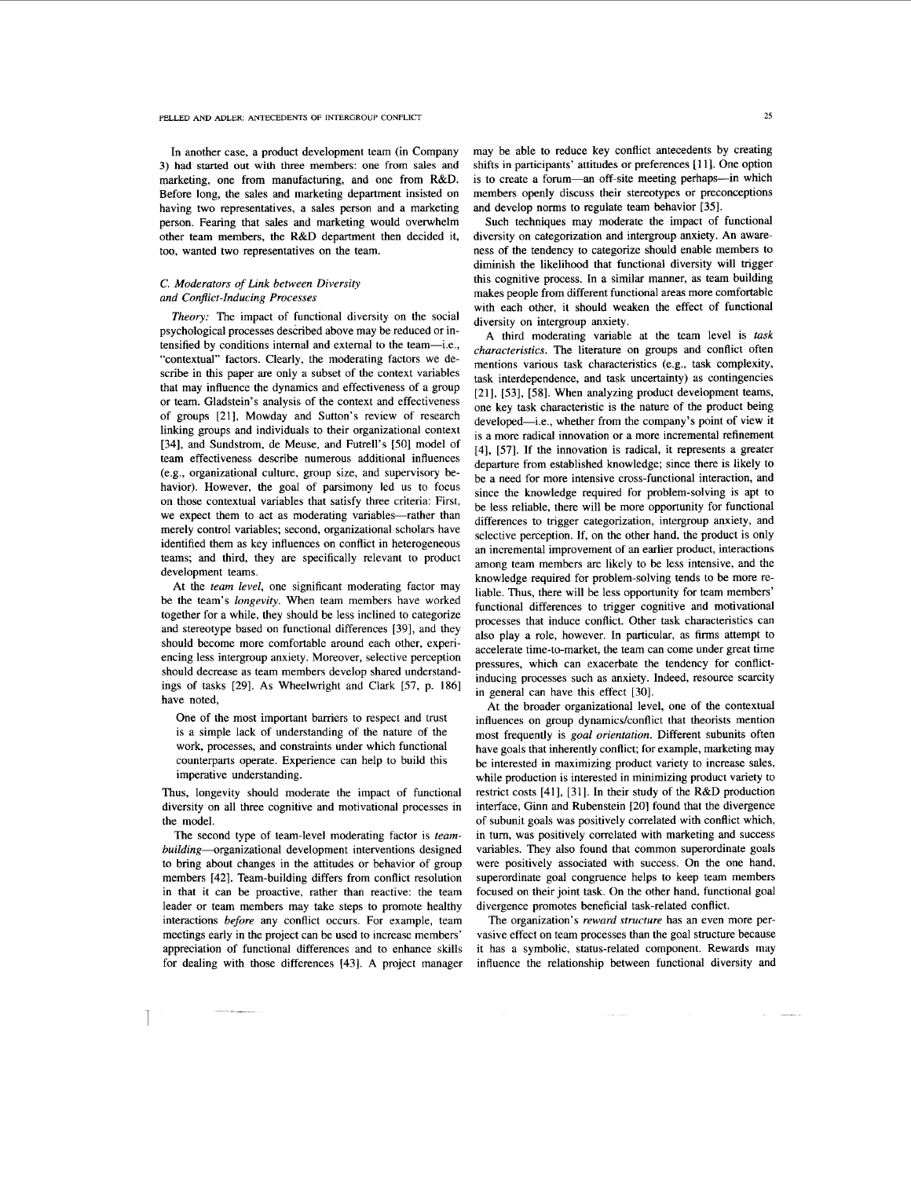In another case, a product development team (in Company 3) had started out with three members: one from sales and marketing, one from manufacturing, and one from R&D. Before long, the sales and marketing department insisted on having two representatives, a sales person and a marketing person. Fearing that sales and marketing would overwhelm other team members, the R&D department then decided it, too, wanted two representatives on the team.

### C. Moderators of Link between Diversity and Conflict-Inducing Processes

*Theory:* The impact of functional diversity on the social psychological processes described above may be reduced or intensified by conditions internal and external to the team—i.e., "contextual" factors. Clearly, the moderating factors we describe in this paper are only a subset of the context variables that may influence the dynamics and effectiveness of a group or team. Gladstein's analysis of the context and effectiveness of groups [21], Mowday and Sutton's review of research linking groups and individuals to their organizational context [34], and Sundstrom, de Meuse, and Futrell's [50] model of team effectiveness describe numerous additional influences (e.g., organizational culture, group size, and supervisory behavior). However, the goal of parsimony led us to focus on those contextual variables that satisfy three criteria: First, we expect them to act as moderating variables—rather than merely control variables; second, organizational scholars have identified them as key influences on conflict in heterogeneous teams; and third, they are specifically relevant to product development teams.

At the *team level*, one significant moderating factor may be the team's *longevity*. When team members have worked together for a while, they should be less inclined to categorize and stereotype based on functional differences [39], and they should become more comfortable around each other, experiencing less intergroup anxiety. Moreover, selective perception should decrease as team members develop shared understandings of tasks [29]. As Wheelwright and Clark [57, p. 186] have noted,

> One of the most important barriers to respect and trust is a simple lack of understanding of the nature of the work, processes, and constraints under which functional counterparts operate. Experience can help to build this imperative understanding.

Thus, longevity should moderate the impact of functional diversity on all three cognitive and motivational processes in the model.

The second type of team-level moderating factor is *team-building*—organizational development interventions designed to bring about changes in the attitudes or behavior of group members [42]. Team-building differs from conflict resolution in that it can be proactive, rather than reactive: the team leader or team members may take steps to promote healthy interactions *before* any conflict occurs. For example, team meetings early in the project can be used to increase members' appreciation of functional differences and to enhance skills for dealing with those differences [43]. A project manager may be able to reduce key conflict antecedents by creating shifts in participants' attitudes or preferences [11]. One option is to create a forum—an off-site meeting perhaps—in which members openly discuss their stereotypes or preconceptions and develop norms to regulate team behavior [35].

Such techniques may moderate the impact of functional diversity on categorization and intergroup anxiety. An awareness of the tendency to categorize should enable members to diminish the likelihood that functional diversity will trigger this cognitive process. In a similar manner, as team building makes people from different functional areas more comfortable with each other, it should weaken the effect of functional diversity on intergroup anxiety.

A third moderating variable at the team level is *task characteristics*. The literature on groups and conflict often mentions various task characteristics (e.g., task complexity, task interdependence, and task uncertainty) as contingencies [21], [53], [58]. When analyzing product development teams, one key task characteristic is the nature of the product being developed—i.e., whether from the company's point of view it is a more radical innovation or a more incremental refinement [4], [57]. If the innovation is radical, it represents a greater departure from established knowledge; since there is likely to be a need for more intensive cross-functional interaction, and since the knowledge required for problem-solving is apt to be less reliable, there will be more opportunity for functional differences to trigger categorization, intergroup anxiety, and selective perception. If, on the other hand, the product is only an incremental improvement of an earlier product, interactions among team members are likely to be less intensive, and the knowledge required for problem-solving tends to be more reliable. Thus, there will be less opportunity for team members' functional differences to trigger cognitive and motivational processes that induce conflict. Other task characteristics can also play a role, however. In particular, as firms attempt to accelerate time-to-market, the team can come under great time pressures, which can exacerbate the tendency for conflict-inducing processes such as anxiety. Indeed, resource scarcity in general can have this effect [30].

At the broader organizational level, one of the contextual influences on group dynamics/conflict that theorists mention most frequently is *goal orientation*. Different subunits often have goals that inherently conflict; for example, marketing may be interested in maximizing product variety to increase sales, while production is interested in minimizing product variety to restrict costs [41], [31]. In their study of the R&D production interface, Ginn and Rubenstein [20] found that the divergence of subunit goals was positively correlated with conflict which, in turn, was positively correlated with marketing and success variables. They also found that common superordinate goals were positively associated with success. On the one hand, superordinate goal congruence helps to keep team members focused on their joint task. On the other hand, functional goal divergence promotes beneficial task-related conflict.

The organization's *reward structure* has an even more pervasive effect on team processes than the goal structure because it has a symbolic, status-related component. Rewards may influence the relationship between functional diversity and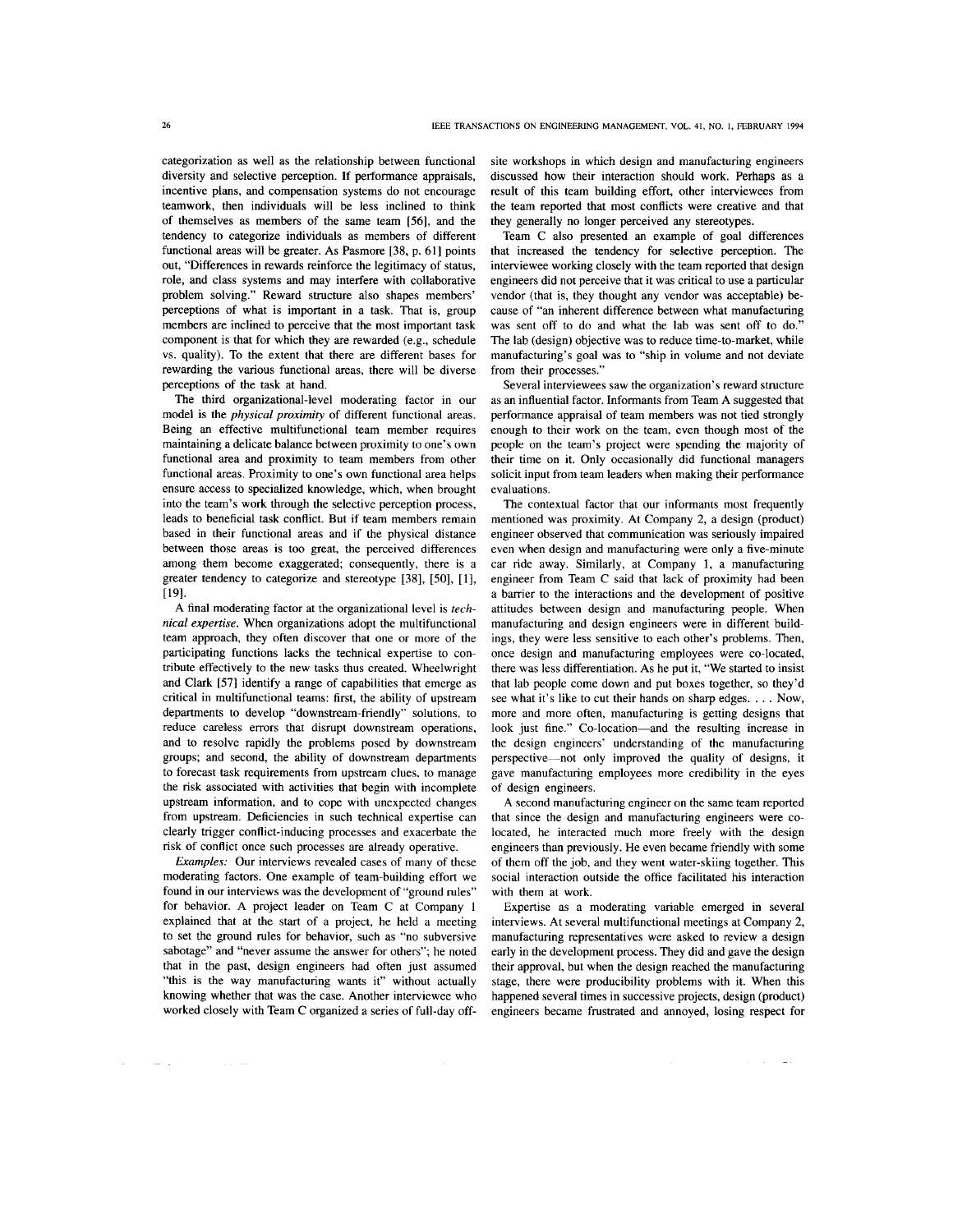categorization as well as the relationship between functional diversity and selective perception. If performance appraisals, incentive plans, and compensation systems do not encourage teamwork, then individuals will be less inclined to think of themselves as members of the same team [56], and the tendency to categorize individuals as members of different functional areas will be greater. As Pasmore [38, p. 61] points out, "Differences in rewards reinforce the legitimacy of status, role, and class systems and may interfere with collaborative problem solving." Reward structure also shapes members' perceptions of what is important in a task. That is, group members are inclined to perceive that the most important task component is that for which they are rewarded (e.g., schedule vs. quality). To the extent that there are different bases for rewarding the various functional areas, there will be diverse perceptions of the task at hand.

The third organizational-level moderating factor in our model is the *physical proximity* of different functional areas. Being an effective multifunctional team member requires maintaining a delicate balance between proximity to one's own functional area and proximity to team members from other functional areas. Proximity to one's own functional area helps ensure access to specialized knowledge, which, when brought into the team's work through the selective perception process, leads to beneficial task conflict. But if team members remain based in their functional areas and if the physical distance between those areas is too great, the perceived differences among them become exaggerated; consequently, there is a greater tendency to categorize and stereotype [38], [50], [1], [19].

A final moderating factor at the organizational level is *technical expertise*. When organizations adopt the multifunctional team approach, they often discover that one or more of the participating functions lacks the technical expertise to contribute effectively to the new tasks thus created. Wheelwright and Clark [57] identify a range of capabilities that emerge as critical in multifunctional teams: first, the ability of upstream departments to develop "downstream-friendly" solutions, to reduce careless errors that disrupt downstream operations, and to resolve rapidly the problems posed by downstream groups; and second, the ability of downstream departments to forecast task requirements from upstream clues, to manage the risk associated with activities that begin with incomplete upstream information, and to cope with unexpected changes from upstream. Deficiencies in such technical expertise can clearly trigger conflict-inducing processes and exacerbate the risk of conflict once such processes are already operative.

*Examples:* Our interviews revealed cases of many of these moderating factors. One example of team-building effort we found in our interviews was the development of "ground rules" for behavior. A project leader on Team C at Company 1 explained that at the start of a project, he held a meeting to set the ground rules for behavior, such as "no subversive sabotage" and "never assume the answer for others"; he noted that in the past, design engineers had often just assumed "this is the way manufacturing wants it" without actually knowing whether that was the case. Another interviewee who worked closely with Team C organized a series of full-day off-site workshops in which design and manufacturing engineers discussed how their interaction should work. Perhaps as a result of this team building effort, other interviewees from the team reported that most conflicts were creative and that they generally no longer perceived any stereotypes.

Team C also presented an example of goal differences that increased the tendency for selective perception. The interviewee working closely with the team reported that design engineers did not perceive that it was critical to use a particular vendor (that is, they thought any vendor was acceptable) because of "an inherent difference between what manufacturing was sent off to do and what the lab was sent off to do." The lab (design) objective was to reduce time-to-market, while manufacturing's goal was to "ship in volume and not deviate from their processes."

Several interviewees saw the organization's reward structure as an influential factor. Informants from Team A suggested that performance appraisal of team members was not tied strongly enough to their work on the team, even though most of the people on the team's project were spending the majority of their time on it. Only occasionally did functional managers solicit input from team leaders when making their performance evaluations.

The contextual factor that our informants most frequently mentioned was proximity. At Company 2, a design (product) engineer observed that communication was seriously impaired even when design and manufacturing were only a five-minute car ride away. Similarly, at Company 1, a manufacturing engineer from Team C said that lack of proximity had been a barrier to the interactions and the development of positive attitudes between design and manufacturing people. When manufacturing and design engineers were in different buildings, they were less sensitive to each other's problems. Then, once design and manufacturing employees were co-located, there was less differentiation. As he put it, "We started to insist that lab people come down and put boxes together, so they'd see what it's like to cut their hands on sharp edges. . . . Now, more and more often, manufacturing is getting designs that look just fine." Co-location—and the resulting increase in the design engineers' understanding of the manufacturing perspective—not only improved the quality of designs, it gave manufacturing employees more credibility in the eyes of design engineers.

A second manufacturing engineer on the same team reported that since the design and manufacturing engineers were co-located, he interacted much more freely with the design engineers than previously. He even became friendly with some of them off the job, and they went water-skiing together. This social interaction outside the office facilitated his interaction with them at work.

Expertise as a moderating variable emerged in several interviews. At several multifunctional meetings at Company 2, manufacturing representatives were asked to review a design early in the development process. They did and gave the design their approval, but when the design reached the manufacturing stage, there were producibility problems with it. When this happened several times in successive projects, design (product) engineers became frustrated and annoyed, losing respect for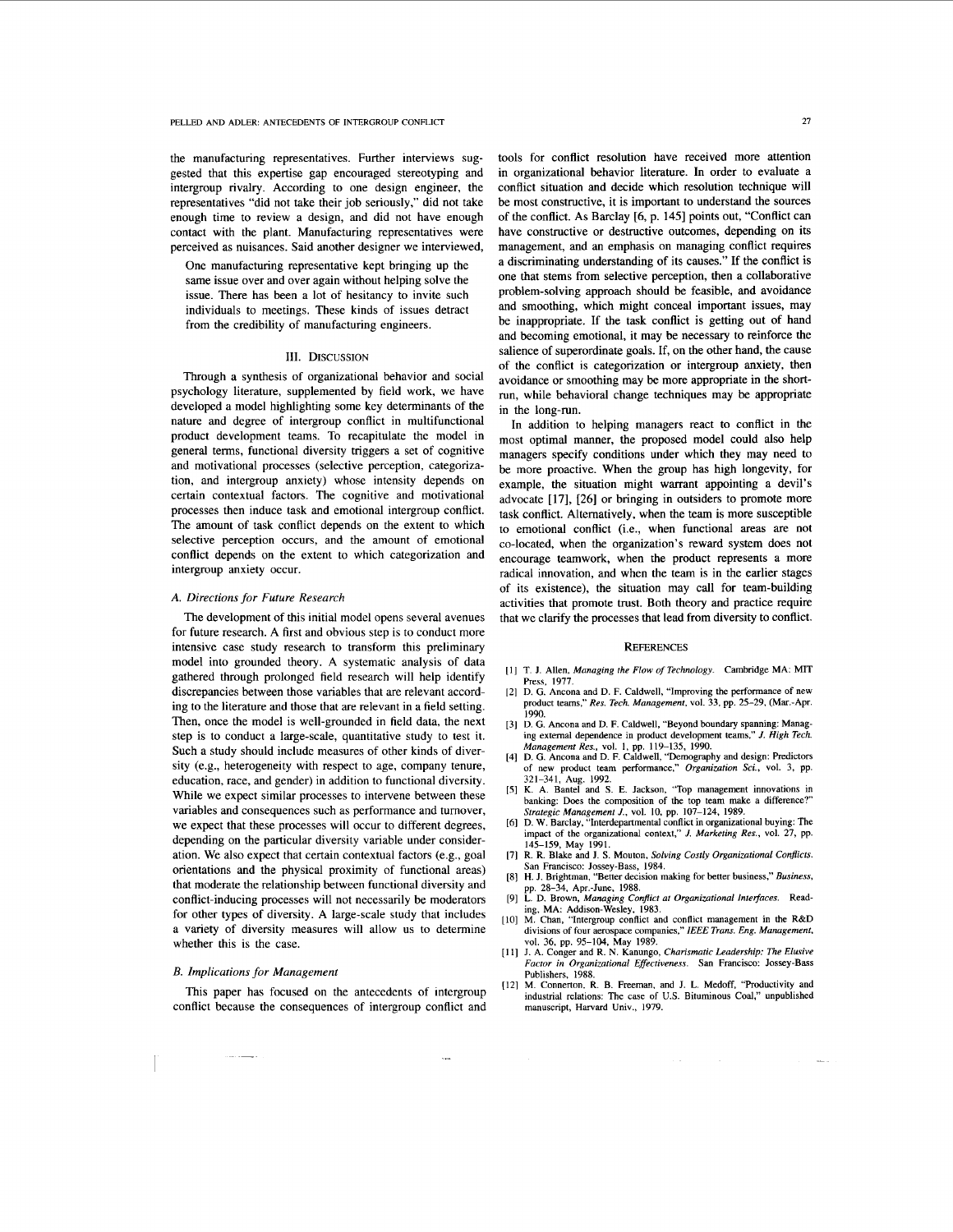the manufacturing representatives. Further interviews suggested that this expertise gap encouraged stereotyping and intergroup rivalry. According to one design engineer, the representatives "did not take their job seriously," did not take enough time to review a design, and did not have enough contact with the plant. Manufacturing representatives were perceived as nuisances. Said another designer we interviewed,

> One manufacturing representative kept bringing up the same issue over and over again without helping solve the issue. There has been a lot of hesitancy to invite such individuals to meetings. These kinds of issues detract from the credibility of manufacturing engineers.

## III. Discussion

Through a synthesis of organizational behavior and social psychology literature, supplemented by field work, we have developed a model highlighting some key determinants of the nature and degree of intergroup conflict in multifunctional product development teams. To recapitulate the model in general terms, functional diversity triggers a set of cognitive and motivational processes (selective perception, categorization, and intergroup anxiety) whose intensity depends on certain contextual factors. The cognitive and motivational processes then induce task and emotional intergroup conflict. The amount of task conflict depends on the extent to which selective perception occurs, and the amount of emotional conflict depends on the extent to which categorization and intergroup anxiety occur.

### A. Directions for Future Research

The development of this initial model opens several avenues for future research. A first and obvious step is to conduct more intensive case study research to transform this preliminary model into grounded theory. A systematic analysis of data gathered through prolonged field research will help identify discrepancies between those variables that are relevant according to the literature and those that are relevant in a field setting. Then, once the model is well-grounded in field data, the next step is to conduct a large-scale, quantitative study to test it. Such a study should include measures of other kinds of diversity (e.g., heterogeneity with respect to age, company tenure, education, race, and gender) in addition to functional diversity. While we expect similar processes to intervene between these variables and consequences such as performance and turnover, we expect that these processes will occur to different degrees, depending on the particular diversity variable under consideration. We also expect that certain contextual factors (e.g., goal orientations and the physical proximity of functional areas) that moderate the relationship between functional diversity and conflict-inducing processes will not necessarily be moderators for other types of diversity. A large-scale study that includes a variety of diversity measures will allow us to determine whether this is the case.

### B. Implications for Management

This paper has focused on the antecedents of intergroup conflict because the consequences of intergroup conflict and tools for conflict resolution have received more attention in organizational behavior literature. In order to evaluate a conflict situation and decide which resolution technique will be most constructive, it is important to understand the sources of the conflict. As Barclay [6, p. 145] points out, "Conflict can have constructive or destructive outcomes, depending on its management, and an emphasis on managing conflict requires a discriminating understanding of its causes." If the conflict is one that stems from selective perception, then a collaborative problem-solving approach should be feasible, and avoidance and smoothing, which might conceal important issues, may be inappropriate. If the task conflict is getting out of hand and becoming emotional, it may be necessary to reinforce the salience of superordinate goals. If, on the other hand, the cause of the conflict is categorization or intergroup anxiety, then avoidance or smoothing may be more appropriate in the short-run, while behavioral change techniques may be appropriate in the long-run.

In addition to helping managers react to conflict in the most optimal manner, the proposed model could also help managers specify conditions under which they may need to be more proactive. When the group has high longevity, for example, the situation might warrant appointing a devil's advocate [17], [26] or bringing in outsiders to promote more task conflict. Alternatively, when the team is more susceptible to emotional conflict (i.e., when functional areas are not co-located, when the organization's reward system does not encourage teamwork, when the product represents a more radical innovation, and when the team is in the earlier stages of its existence), the situation may call for team-building activities that promote trust. Both theory and practice require that we clarify the processes that lead from diversity to conflict.

## References

[1] T. J. Allen, *Managing the Flow of Technology*. Cambridge MA: MIT Press, 1977.

[2] D. G. Ancona and D. F. Caldwell, "Improving the performance of new product teams," *Res. Tech. Management*, vol. 33, pp. 25–29, (Mar.-Apr. 1990.

[3] D. G. Ancona and D. F. Caldwell, "Beyond boundary spanning: Managing external dependence in product development teams," *J. High Tech. Management Res.*, vol. 1, pp. 119–135, 1990.

[4] D. G. Ancona and D. F. Caldwell, "Demography and design: Predictors of new product team performance," *Organization Sci.*, vol. 3, pp. 321–341, Aug. 1992.

[5] K. A. Bantel and S. E. Jackson, "Top management innovations in banking: Does the composition of the top team make a difference?" *Strategic Management J.*, vol. 10, pp. 107–124, 1989.

[6] D. W. Barclay, "Interdepartmental conflict in organizational buying: The impact of the organizational context," *J. Marketing Res.*, vol. 27, pp. 145–159, May 1991.

[7] R. R. Blake and J. S. Mouton, *Solving Costly Organizational Conflicts*. San Francisco: Jossey-Bass, 1984.

[8] H. J. Brightman, "Better decision making for better business," *Business*, pp. 28–34, Apr.-June, 1988.

[9] L. D. Brown, *Managing Conflict at Organizational Interfaces*. Reading, MA: Addison-Wesley, 1983.

[10] M. Chan, "Intergroup conflict and conflict management in the R&D divisions of four aerospace companies," *IEEE Trans. Eng. Management*, vol. 36, pp. 95–104, May 1989.

[11] J. A. Conger and R. N. Kanungo, *Charismatic Leadership: The Elusive Factor in Organizational Effectiveness*. San Francisco: Jossey-Bass Publishers, 1988.

[12] M. Connerton, R. B. Freeman, and J. L. Medoff, "Productivity and industrial relations: The case of U.S. Bituminous Coal," unpublished manuscript, Harvard Univ., 1979.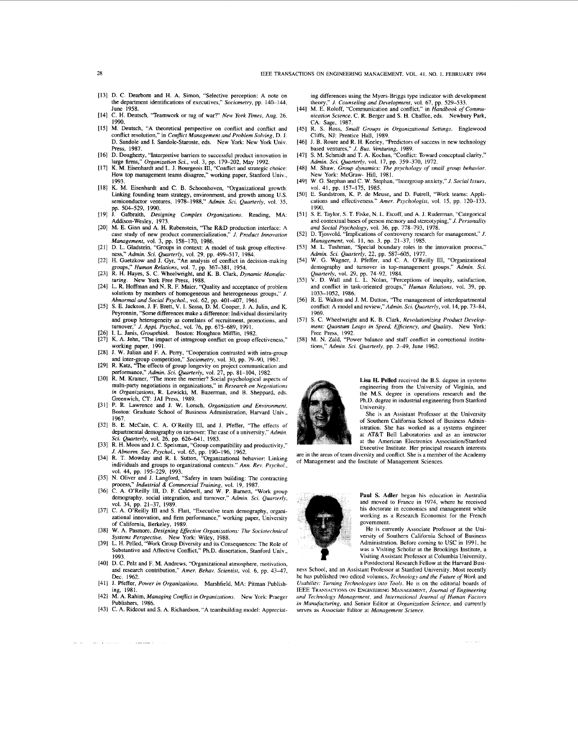[13] D. C. Dearborn and H. A. Simon, "Selective perception: A note on the department identifications of executives," *Sociometry*, pp. 140–144, June 1958.

[14] C. H. Deutsch, "Teamwork or tug of war?" *New York Times*, Aug. 26, 1990.

[15] M. Deutsch, "A theoretical perspective on conflict and conflict and conflict resolution," in *Conflict Management and Problem Solving*, D. J. D. Sandole and I. Sandole-Staroste, eds. New York: New York Univ. Press, 1987.

[16] D. Dougherty, "Interpretive barriers to successful product innovation in large firms," *Organization Sci.*, vol. 3, pp. 179–202, May 1992.

[17] K. M. Eisenhardt and L. J. Bourgeois III, "Conflict and strategic choice: How top management teams disagree," working paper, Stanford Univ., 1993.

[18] K. M. Eisenhardt and C. B. Schoonhoven, "Organizational growth: Linking founding team strategy, environment, and growth among U.S. semiconductor ventures, 1978–1988," *Admin. Sci. Quarterly*, vol. 35, pp. 504–529, 1990.

[19] J. Galbraith, *Designing Complex Organizations*. Reading, MA: Addison-Wesley, 1973.

[20] M. E. Ginn and A. H. Rubenstein, "The R&D production interface: A case study of new product commercialization," *J. Product Innovation Management*, vol. 3, pp. 158–170, 1986.

[21] D. L. Gladstein, "Groups in context: A model of task group effectiveness," *Admin. Sci. Quarterly*, vol. 29, pp. 499–517, 1984.

[22] H. Guetzkow and J. Gyr, "An analysis of conflict in decision-making groups," *Human Relations*, vol. 7, pp. 367–381, 1954.

[23] R. H. Hayes, S. C. Wheelwright, and K. B. Clark, *Dynamic Manufacturing*. New York Free Press, 1988.

[24] L. R. Hoffman and N. R. F. Maier, "Quality and acceptance of problem solutions by members of homogeneous and heterogeneous groups," *J. Abnormal and Social Psychol.*, vol. 62, pp. 401–407, 1961.

[25] S. E. Jackson, J. F. Brett, V. I. Sessa, D. M. Cooper, J. A. Julin, and K. Peyronnin, "Some differences make a difference: Individual dissimilarity and group heterogeneity as correlates of recruitment, promotions, and turnover," *J. Appl. Psychol.*, vol. 76, pp. 675–689, 1991.

[26] I. L. Janis, *Groupthink*. Boston: Houghton Mifflin, 1982.

[27] K. A. Jehn, "The impact of intragroup conflict on group effectiveness," working paper, 1991.

[28] J. W. Julian and F. A. Perry, "Cooperation contrasted with intra-group and inter-group competition," *Sociometry*, vol. 30, pp. 79–90, 1967.

[29] R. Katz, "The effects of group longevity on project communication and performance," *Admin. Sci. Quarterly*, vol. 27, pp. 81–104, 1982.

[30] R. M. Kramer, "The more the merrier? Social psychological aspects of multi-party negotiations in organizations," in *Research on Negotiations in Organizations*, R. Lewicki, M. Bazerman, and B. Sheppard, eds. Greenwich, CT: JAI Press, 1989.

[31] P. R. Lawrence and J. W. Lorsch, *Organization and Environment*. Boston: Graduate School of Business Administration, Harvard Univ., 1967.

[32] B. E. McCain, C. A. O'Reilly III, and J. Pfeffer, "The effects of departmental demography on turnover: The case of a university," *Admin. Sci. Quarterly*, vol. 26, pp. 626–641, 1983.

[33] R. H. Moos and J. C. Speisman, "Group compatibility and productivity," *J. Abnorm. Soc. Psychol.*, vol. 65, pp. 190–196, 1962.

[34] R. T. Mowday and R. I. Sutton, "Organizational behavior: Linking individuals and groups to organizational contexts," *Ann. Rev. Psychol.*, vol. 44, pp. 195–229, 1993.

[35] N. Oliver and J. Langford, "Safety in team building: The contracting process," *Industrial & Commercial Training*, vol. 19, 1987.

[36] C. A. O'Reilly III, D. F. Caldwell, and W. P. Barnett, "Work group demography, social integration, and turnover," *Admin. Sci. Quarterly*, vol. 34, pp. 21–37, 1989.

[37] C. A. O'Reilly III and S. Flatt, "Executive team demography, organizational innovation, and firm performance," working paper, University of California, Berkeley, 1989.

[38] W. A. Pasmore, *Designing Effective Organizations: The Sociotechnical Systems Perspective*. New York: Wiley, 1988.

[39] L. H. Pelled, "Work Group Diversity and its Consequences: The Role of Substantive and Affective Conflict," Ph.D. dissertation, Stanford Univ., 1993.

[40] D. C. Pelz and F. M. Andrews, "Organizational atmosphere, motivation, and research contribution," *Amer. Behav. Scientist*, vol. 6, pp. 43–47, Dec. 1962.

[41] J. Pfeffer, *Power in Organizations*. Marshfield, MA: Pitman Publishing, 1981.

[42] M. A. Rahim, *Managing Conflict in Organizations*. New York: Praeger Publishers, 1986.

[43] C. A. Ridcout and S. A. Richardson, "A teambuilding model: Appreciating differences using the Myers-Briggs type indicator with development theory," *J. Counseling and Development*, vol. 67, pp. 529–533.

[44] M. E. Roloff, "Communication and conflict," in *Handbook of Communication Science*, C. R. Berger and S. H. Chaffee, eds. Newbury Park, CA: Sage, 1987.

[45] R. S. Ross, *Small Groups in Organizational Settings*. Englewood Cliffs, NJ: Prentice Hall, 1989.

[46] J. B. Roure and R. H. Keeley, "Predictors of success in new technology based ventures," *J. Bus. Venturing*, 1989.

[47] S. M. Schmidt and T. A. Kochan, "Conflict: Toward conceptual clarity," *Admin. Sci. Quarterly*, vol. 17, pp. 359–370, 1972.

[48] M. Shaw, *Group dynamics: The psychology of small group behavior*. New York: McGraw- Hill, 1981.

[49] W. G. Stephan and C. W. Stephan, "Intergroup anxiety," *J. Social Issues*, vol. 41, pp. 157–175, 1985.

[50] E. Sundstrom, K. P. de Meuse, and D. Futrell, "Work teams: Applications and effectiveness," *Amer. Psychologist*, vol. 15, pp. 120–133, 1990.

[51] S. E. Taylor, S. T. Fiske, N. L. Etcoff, and A. J. Ruderman, "Categorical and contextual bases of person memory and stereotyping," *J. Personality and Social Psychology*, vol. 36, pp. 778–793, 1978.

[52] D. Tjosvold, "Implications of controversy research for management," *J. Management*, vol. 11, no. 3, pp. 21–37, 1985.

[53] M. L. Tushman, "Special boundary roles in the innovation process," *Admin. Sci. Quarterly*, 22, pp. 587–605, 1977.

[54] W. G. Wagner, J. Pfeffer, and C. A. O'Reilly III, "Organizational demography and turnover in top-management groups," *Admin. Sci. Quarterly*, vol. 29, pp. 74–92, 1984.

[55] V. D. Wall and L. L. Nolan, "Perceptions of inequity, satisfaction, and conflict in task-oriented groups," *Human Relations*, vol. 39, pp. 1033–1052, 1986.

[56] R. E. Walton and J. M. Dutton, "The management of interdepartmental conflict: A model and review," *Admin. Sci. Quarterly*, vol. 14, pp. 73–84, 1969.

[57] S. C. Wheelwright and K. B. Clark, *Revolutionizing Product Development: Quantum Leaps in Speed, Efficiency, and Quality*. New York: Free Press, 1992.

[58] M. N. Zald, "Power balance and staff conflict in correctional institutions," *Admin. Sci. Quarterly*, pp. 2–49, June 1962.

**Lisa H. Pelled** received the B.S. degree in systems engineering from the University of Virginia, and the M.S. degree in operations research and the Ph.D. degree in industrial engineering from Stanford University.

She is an Assistant Professor at the University of Southern California School of Business Administration. She has worked as a systems engineer at AT&T Bell Laboratories and as an instructor at the American Electronics Association/Stanford Executive Institute. Her principal research interests are in the areas of team diversity and conflict. She is a member of the Academy of Management and the Institute of Management Sciences.

**Paul S. Adler** began his education in Australia and moved to France in 1974, where he received his doctorate in economics and management while working as a Research Economist for the French government.

He is currently Associate Professor at the University of Southern California School of Business Administration. Before coming to USC in 1991, he was a Visiting Scholar at the Brookings Institute, a Visiting Assistant Professor at Columbia University, a Postdoctoral Research Fellow at the Harvard Business School, and an Assistant Professor at Stanford University. Most recently he has published two edited volumes, *Technology and the Future of Work* and *Usability: Turning Technologies into Tools*. He is on the editorial boards of IEEE Transactions on Engineering Management, *Journal of Engineering and Technology Management*, and *International Journal of Human Factors in Manufacturing*, and Senior Editor at *Organization Science*, and currently serves as Associate Editor at *Management Science*.